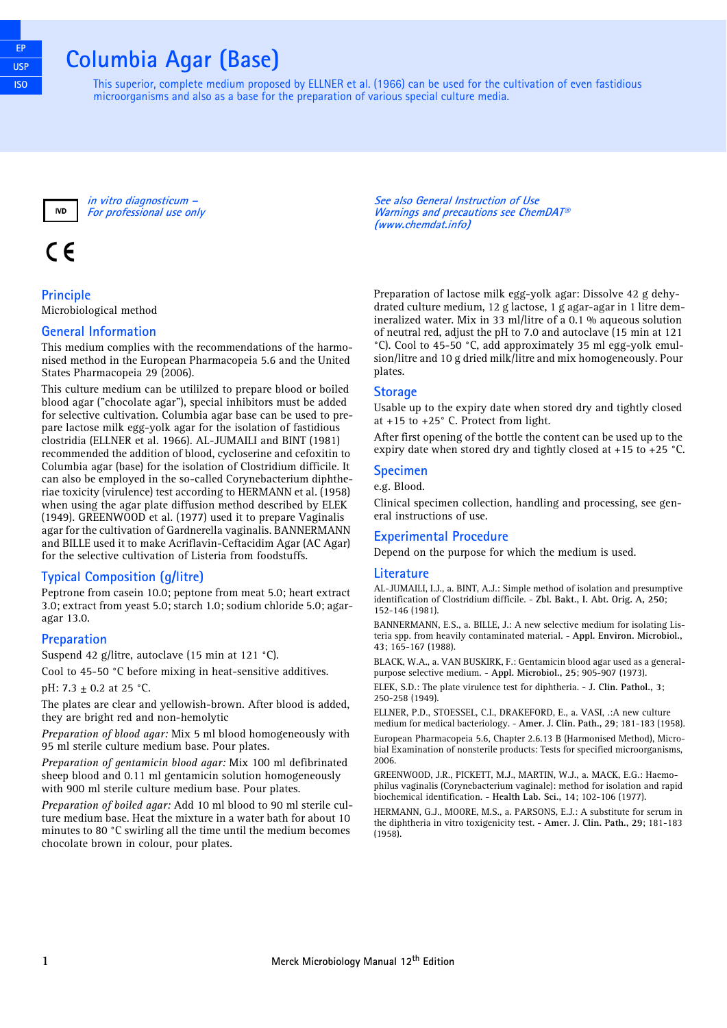EP

USP

ISO

# Columbia Agar (Base)

This superior, complete medium proposed by ELLNER et al. (1966) can be used for the cultivation of even fastidious microorganisms and also as a base for the preparation of various special culture media.

IVD *in vitro diagnosticum – For professional use only*

CE

*See also General Instruction of Use*
*Warnings and precautions see ChemDAT®*
*(www.chemdat.info)*

## Principle

Microbiological method

## General Information

This medium complies with the recommendations of the harmonised method in the European Pharmacopeia 5.6 and the United States Pharmacopeia 29 (2006).

This culture medium can be utililzed to prepare blood or boiled blood agar ("chocolate agar"), special inhibitors must be added for selective cultivation. Columbia agar base can be used to prepare lactose milk egg-yolk agar for the isolation of fastidious clostridia (ELLNER et al. 1966). AL-JUMAILI and BINT (1981) recommended the addition of blood, cycloserine and cefoxitin to Columbia agar (base) for the isolation of Clostridium difficile. It can also be employed in the so-called Corynebacterium diphtheriae toxicity (virulence) test according to HERMANN et al. (1958) when using the agar plate diffusion method described by ELEK (1949). GREENWOOD et al. (1977) used it to prepare Vaginalis agar for the cultivation of Gardnerella vaginalis. BANNERMANN and BILLE used it to make Acriflavin-Ceftacidim Agar (AC Agar) for the selective cultivation of Listeria from foodstuffs.

## Typical Composition (g/litre)

Peptrone from casein 10.0; peptone from meat 5.0; heart extract 3.0; extract from yeast 5.0; starch 1.0; sodium chloride 5.0; agar-agar 13.0.

## Preparation

Suspend 42 g/litre, autoclave (15 min at 121 °C).

Cool to 45-50 °C before mixing in heat-sensitive additives.

pH: 7.3 ± 0.2 at 25 °C.

The plates are clear and yellowish-brown. After blood is added, they are bright red and non-hemolytic

*Preparation of blood agar:* Mix 5 ml blood homogeneously with 95 ml sterile culture medium base. Pour plates.

*Preparation of gentamicin blood agar:* Mix 100 ml defibrinated sheep blood and 0.11 ml gentamicin solution homogeneously with 900 ml sterile culture medium base. Pour plates.

*Preparation of boiled agar:* Add 10 ml blood to 90 ml sterile culture medium base. Heat the mixture in a water bath for about 10 minutes to 80 °C swirling all the time until the medium becomes chocolate brown in colour, pour plates.

Preparation of lactose milk egg-yolk agar: Dissolve 42 g dehydrated culture medium, 12 g lactose, 1 g agar-agar in 1 litre demineralized water. Mix in 33 ml/litre of a 0.1 % aqueous solution of neutral red, adjust the pH to 7.0 and autoclave (15 min at 121 °C). Cool to 45-50 °C, add approximately 35 ml egg-yolk emulsion/litre and 10 g dried milk/litre and mix homogeneously. Pour plates.

## Storage

Usable up to the expiry date when stored dry and tightly closed at +15 to +25° C. Protect from light.

After first opening of the bottle the content can be used up to the expiry date when stored dry and tightly closed at +15 to +25 °C.

## Specimen

e.g. Blood.

Clinical specimen collection, handling and processing, see general instructions of use.

## Experimental Procedure

Depend on the purpose for which the medium is used.

## Literature

AL-JUMAILI, I.J., a. BINT, A.J.: Simple method of isolation and presumptive identification of Clostridium difficile. - **Zbl. Bakt., I. Abt. Orig. A, 250**; 152-146 (1981).

BANNERMANN, E.S., a. BILLE, J.: A new selective medium for isolating Listeria spp. from heavily contaminated material. - **Appl. Environ. Microbiol., 43**; 165-167 (1988).

BLACK, W.A., a. VAN BUSKIRK, F.: Gentamicin blood agar used as a general-purpose selective medium. - **Appl. Microbiol., 25**; 905-907 (1973).

ELEK, S.D.: The plate virulence test for diphtheria. - **J. Clin. Pathol., 3**; 250-258 (1949).

ELLNER, P.D., STOESSEL, C.I., DRAKEFORD, E., a. VASI, .:A new culture medium for medical bacteriology. - **Amer. J. Clin. Path., 29**; 181-183 (1958).

European Pharmacopeia 5.6, Chapter 2.6.13 B (Harmonised Method), Microbial Examination of nonsterile products: Tests for specified microorganisms, 2006.

GREENWOOD, J.R., PICKETT, M.J., MARTIN, W.J., a. MACK, E.G.: Haemophilus vaginalis (Corynebacterium vaginale): method for isolation and rapid biochemical identification. - **Health Lab. Sci., 14**; 102-106 (1977).

HERMANN, G.J., MOORE, M.S., a. PARSONS, E.J.: A substitute for serum in the diphtheria in vitro toxigenicity test. - **Amer. J. Clin. Path., 29**; 181-183 (1958).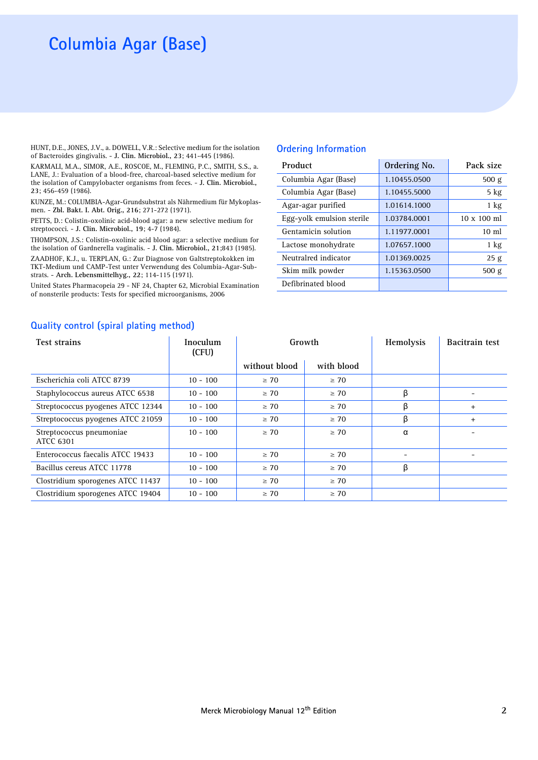# Columbia Agar (Base)

HUNT, D.E., JONES, J.V., a. DOWELL, V.R.: Selective medium for the isolation of Bacteroides gingivalis. - **J. Clin. Microbiol., 23**; 441-445 (1986).

KARMALI, M.A., SIMOR, A.E., ROSCOE, M., FLEMING, P.C., SMITH, S.S., a. LANE, J.: Evaluation of a blood-free, charcoal-based selective medium for the isolation of Campylobacter organisms from feces. - **J. Clin. Microbiol., 23**; 456-459 (1986).

KUNZE, M.: COLUMBIA-Agar-Grundsubstrat als Nährmedium für Mykoplasmen. - **Zbl. Bakt. I. Abt. Orig., 216**; 271-272 (1971).

PETTS, D.: Colistin-oxolinic acid-blood agar: a new selective medium for streptococci. - **J. Clin. Microbiol., 19**; 4-7 (1984).

THOMPSON, J.S.: Colistin-oxolinic acid blood agar: a selective medium for the isolation of Gardnerella vaginalis. - **J. Clin. Microbiol., 21**;843 (1985).

ZAADHOF, K.J., u. TERPLAN, G.: Zur Diagnose von Galtstreptokokken im TKT-Medium und CAMP-Test unter Verwendung des Columbia-Agar-Substrats. - **Arch. Lebensmittelhyg., 22**; 114-115 (1971).

United States Pharmacopeia 29 - NF 24, Chapter 62, Microbial Examination of nonsterile products: Tests for specified microorganisms, 2006

## Ordering Information

| Product | Ordering No. | Pack size |
|---|---|---|
| Columbia Agar (Base) | 1.10455.0500 | 500 g |
| Columbia Agar (Base) | 1.10455.5000 | 5 kg |
| Agar-agar purified | 1.01614.1000 | 1 kg |
| Egg-yolk emulsion sterile | 1.03784.0001 | 10 x 100 ml |
| Gentamicin solution | 1.11977.0001 | 10 ml |
| Lactose monohydrate | 1.07657.1000 | 1 kg |
| Neutralred indicator | 1.01369.0025 | 25 g |
| Skim milk powder | 1.15363.0500 | 500 g |
| Defibrinated blood | | |

## Quality control (spiral plating method)

| Test strains | Inoculum (CFU) | Growth | | Hemolysis | Bacitrain test |
|---|---|---|---|---|---|
| | | without blood | with blood | | |
| Escherichia coli ATCC 8739 | 10 - 100 | ≥ 70 | ≥ 70 | | |
| Staphylococcus aureus ATCC 6538 | 10 - 100 | ≥ 70 | ≥ 70 | β | - |
| Streptococcus pyogenes ATCC 12344 | 10 - 100 | ≥ 70 | ≥ 70 | β | + |
| Streptococcus pyogenes ATCC 21059 | 10 - 100 | ≥ 70 | ≥ 70 | β | + |
| Streptococcus pneumoniae ATCC 6301 | 10 - 100 | ≥ 70 | ≥ 70 | α | - |
| Enterococcus faecalis ATCC 19433 | 10 - 100 | ≥ 70 | ≥ 70 | - | - |
| Bacillus cereus ATCC 11778 | 10 - 100 | ≥ 70 | ≥ 70 | β | |
| Clostridium sporogenes ATCC 11437 | 10 - 100 | ≥ 70 | ≥ 70 | | |
| Clostridium sporogenes ATCC 19404 | 10 - 100 | ≥ 70 | ≥ 70 | | |